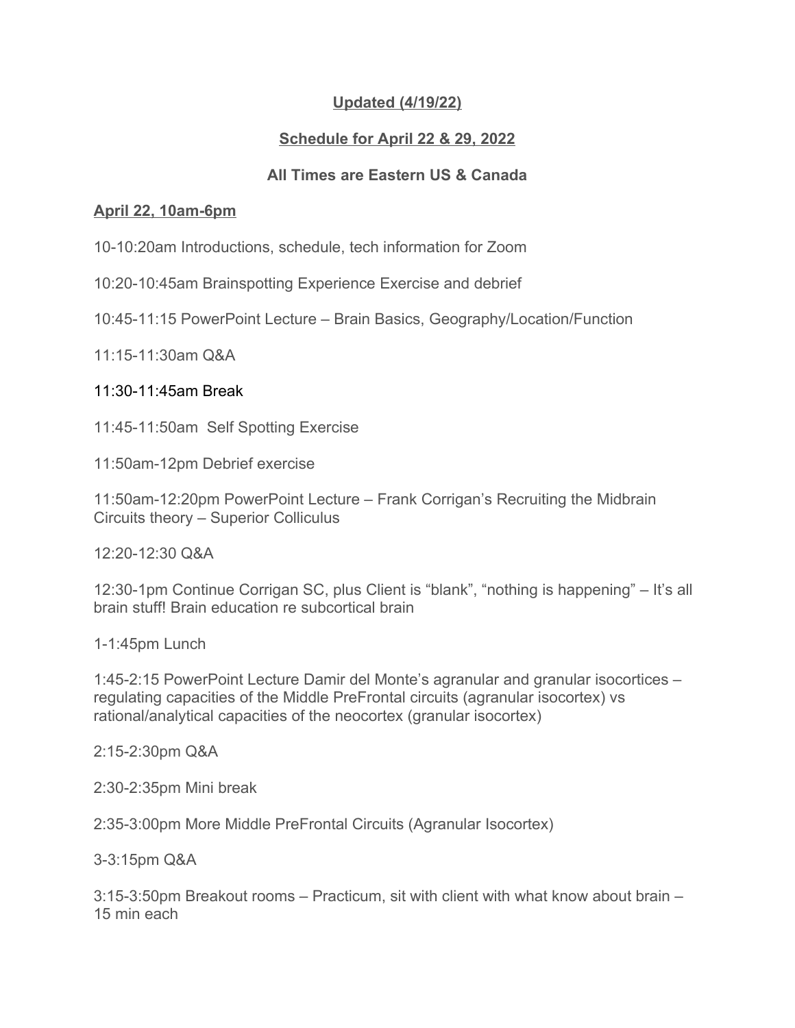**Updated (4/19/22)**

**Schedule for April 22 & 29, 2022**

**All Times are Eastern US & Canada**

**April 22, 10am-6pm**

10-10:20am Introductions, schedule, tech information for Zoom

10:20-10:45am Brainspotting Experience Exercise and debrief

10:45-11:15 PowerPoint Lecture – Brain Basics, Geography/Location/Function

11:15-11:30am Q&A

11:30-11:45am Break

11:45-11:50am Self Spotting Exercise

11:50am-12pm Debrief exercise

11:50am-12:20pm PowerPoint Lecture – Frank Corrigan's Recruiting the Midbrain Circuits theory – Superior Colliculus

12:20-12:30 Q&A

12:30-1pm Continue Corrigan SC, plus Client is "blank", "nothing is happening" – It's all brain stuff! Brain education re subcortical brain

1-1:45pm Lunch

1:45-2:15 PowerPoint Lecture Damir del Monte's agranular and granular isocortices – regulating capacities of the Middle PreFrontal circuits (agranular isocortex) vs rational/analytical capacities of the neocortex (granular isocortex)

2:15-2:30pm Q&A

2:30-2:35pm Mini break

2:35-3:00pm More Middle PreFrontal Circuits (Agranular Isocortex)

3-3:15pm Q&A

3:15-3:50pm Breakout rooms – Practicum, sit with client with what know about brain – 15 min each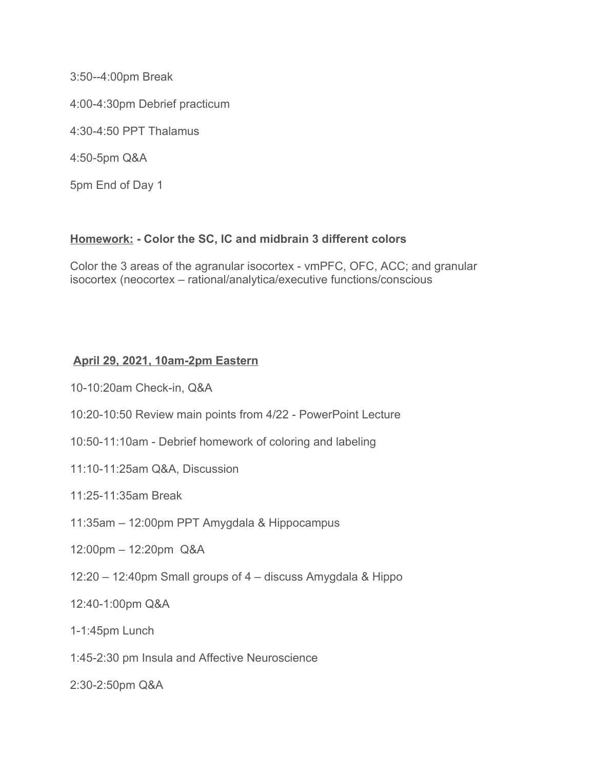3:50--4:00pm Break

4:00-4:30pm Debrief practicum

4:30-4:50 PPT Thalamus

4:50-5pm Q&A

5pm End of Day 1

<u>**Homework:**</u> **- Color the SC, IC and midbrain 3 different colors**

Color the 3 areas of the agranular isocortex - vmPFC, OFC, ACC; and granular isocortex (neocortex – rational/analytica/executive functions/conscious

<u>**April 29, 2021, 10am-2pm Eastern**</u>

10-10:20am Check-in, Q&A

10:20-10:50 Review main points from 4/22 - PowerPoint Lecture

10:50-11:10am - Debrief homework of coloring and labeling

11:10-11:25am Q&A, Discussion

11:25-11:35am Break

11:35am – 12:00pm PPT Amygdala & Hippocampus

12:00pm – 12:20pm Q&A

12:20 – 12:40pm Small groups of 4 – discuss Amygdala & Hippo

12:40-1:00pm Q&A

1-1:45pm Lunch

1:45-2:30 pm Insula and Affective Neuroscience

2:30-2:50pm Q&A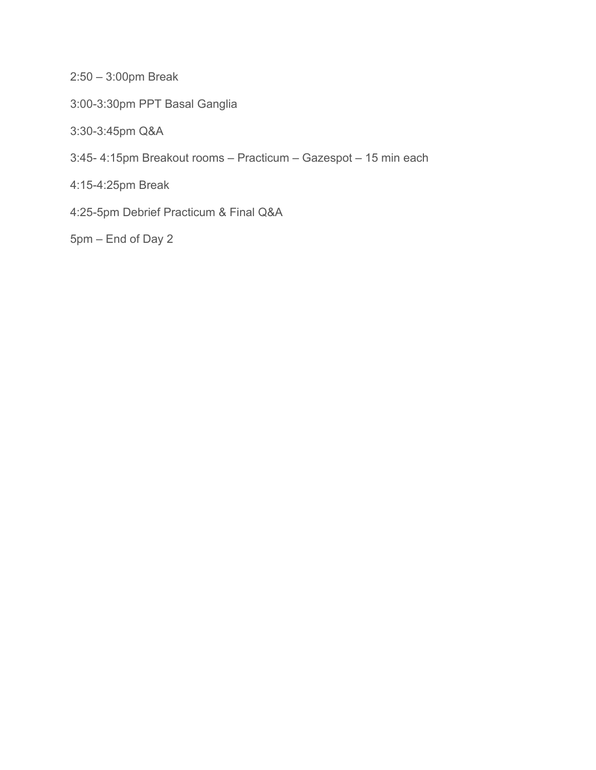2:50 – 3:00pm Break

3:00-3:30pm PPT Basal Ganglia

3:30-3:45pm Q&A

3:45- 4:15pm Breakout rooms – Practicum – Gazespot – 15 min each

4:15-4:25pm Break

4:25-5pm Debrief Practicum & Final Q&A

5pm – End of Day 2